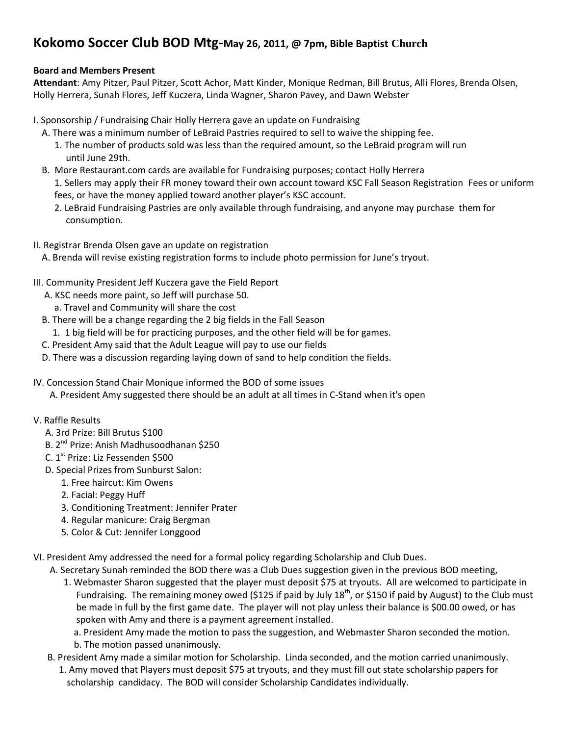# Kokomo Soccer Club BOD Mtg-May 26, 2011, @ 7pm, Bible Baptist Church

**Board and Members Present**

**Attendant**: Amy Pitzer, Paul Pitzer, Scott Achor, Matt Kinder, Monique Redman, Bill Brutus, Alli Flores, Brenda Olsen, Holly Herrera, Sunah Flores, Jeff Kuczera, Linda Wagner, Sharon Pavey, and Dawn Webster

I. Sponsorship / Fundraising Chair Holly Herrera gave an update on Fundraising

- A. There was a minimum number of LeBraid Pastries required to sell to waive the shipping fee.
  - 1. The number of products sold was less than the required amount, so the LeBraid program will run until June 29th.
- B. More Restaurant.com cards are available for Fundraising purposes; contact Holly Herrera
  - 1. Sellers may apply their FR money toward their own account toward KSC Fall Season Registration Fees or uniform fees, or have the money applied toward another player's KSC account.
  - 2. LeBraid Fundraising Pastries are only available through fundraising, and anyone may purchase them for consumption.

II. Registrar Brenda Olsen gave an update on registration

- A. Brenda will revise existing registration forms to include photo permission for June's tryout.

III. Community President Jeff Kuczera gave the Field Report

- A. KSC needs more paint, so Jeff will purchase 50.
  - a. Travel and Community will share the cost
- B. There will be a change regarding the 2 big fields in the Fall Season
  - 1. 1 big field will be for practicing purposes, and the other field will be for games.
- C. President Amy said that the Adult League will pay to use our fields
- D. There was a discussion regarding laying down of sand to help condition the fields.

IV. Concession Stand Chair Monique informed the BOD of some issues

- A. President Amy suggested there should be an adult at all times in C-Stand when it's open

V. Raffle Results

- A. 3rd Prize: Bill Brutus $100
- B. 2nd Prize: Anish Madhusoodhanan $250
- C. 1st Prize: Liz Fessenden $500
- D. Special Prizes from Sunburst Salon:
  - 1. Free haircut: Kim Owens
  - 2. Facial: Peggy Huff
  - 3. Conditioning Treatment: Jennifer Prater
  - 4. Regular manicure: Craig Bergman
  - 5. Color & Cut: Jennifer Longgood

VI. President Amy addressed the need for a formal policy regarding Scholarship and Club Dues.

- A. Secretary Sunah reminded the BOD there was a Club Dues suggestion given in the previous BOD meeting,
  - 1. Webmaster Sharon suggested that the player must deposit $75 at tryouts. All are welcomed to participate in Fundraising. The remaining money owed ($125 if paid by July 18th, or $150 if paid by August) to the Club must be made in full by the first game date. The player will not play unless their balance is $00.00 owed, or has spoken with Amy and there is a payment agreement installed.
    - a. President Amy made the motion to pass the suggestion, and Webmaster Sharon seconded the motion.
    - b. The motion passed unanimously.
- B. President Amy made a similar motion for Scholarship. Linda seconded, and the motion carried unanimously.
  - 1. Amy moved that Players must deposit $75 at tryouts, and they must fill out state scholarship papers for scholarship candidacy. The BOD will consider Scholarship Candidates individually.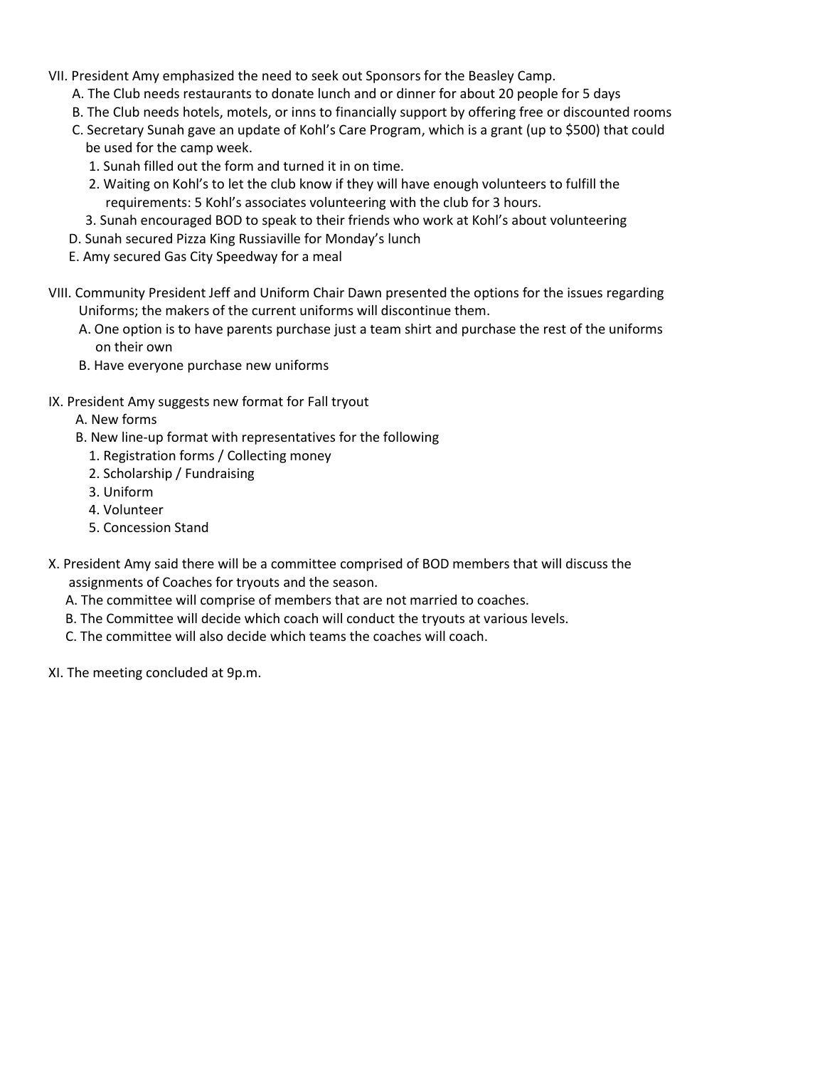VII. President Amy emphasized the need to seek out Sponsors for the Beasley Camp.

  A. The Club needs restaurants to donate lunch and or dinner for about 20 people for 5 days
  B. The Club needs hotels, motels, or inns to financially support by offering free or discounted rooms
  C. Secretary Sunah gave an update of Kohl's Care Program, which is a grant (up to $500) that could be used for the camp week.
    1. Sunah filled out the form and turned it in on time.
    2. Waiting on Kohl's to let the club know if they will have enough volunteers to fulfill the requirements: 5 Kohl's associates volunteering with the club for 3 hours.
    3. Sunah encouraged BOD to speak to their friends who work at Kohl's about volunteering
  D. Sunah secured Pizza King Russiaville for Monday's lunch
  E. Amy secured Gas City Speedway for a meal

VIII. Community President Jeff and Uniform Chair Dawn presented the options for the issues regarding Uniforms; the makers of the current uniforms will discontinue them.

  A. One option is to have parents purchase just a team shirt and purchase the rest of the uniforms on their own
  B. Have everyone purchase new uniforms

IX. President Amy suggests new format for Fall tryout

  A. New forms
  B. New line-up format with representatives for the following
    1. Registration forms / Collecting money
    2. Scholarship / Fundraising
    3. Uniform
    4. Volunteer
    5. Concession Stand

X. President Amy said there will be a committee comprised of BOD members that will discuss the assignments of Coaches for tryouts and the season.

  A. The committee will comprise of members that are not married to coaches.
  B. The Committee will decide which coach will conduct the tryouts at various levels.
  C. The committee will also decide which teams the coaches will coach.

XI. The meeting concluded at 9p.m.